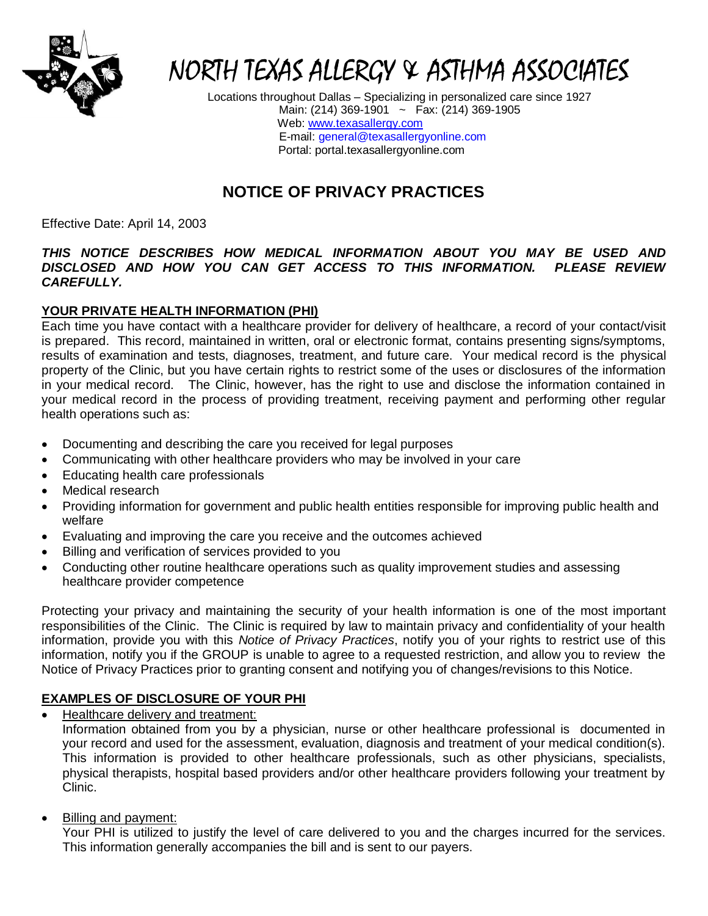# NORTH TEXAS ALLERGY & ASTHMA ASSOCIATES

Locations throughout Dallas – Specializing in personalized care since 1927
Main: (214) 369-1901 ~ Fax: (214) 369-1905
Web: www.texasallergy.com
E-mail: general@texasallergyonline.com
Portal: portal.texasallergyonline.com

## NOTICE OF PRIVACY PRACTICES

Effective Date: April 14, 2003

***THIS NOTICE DESCRIBES HOW MEDICAL INFORMATION ABOUT YOU MAY BE USED AND DISCLOSED AND HOW YOU CAN GET ACCESS TO THIS INFORMATION. PLEASE REVIEW CAREFULLY.***

### YOUR PRIVATE HEALTH INFORMATION (PHI)

Each time you have contact with a healthcare provider for delivery of healthcare, a record of your contact/visit is prepared. This record, maintained in written, oral or electronic format, contains presenting signs/symptoms, results of examination and tests, diagnoses, treatment, and future care. Your medical record is the physical property of the Clinic, but you have certain rights to restrict some of the uses or disclosures of the information in your medical record. The Clinic, however, has the right to use and disclose the information contained in your medical record in the process of providing treatment, receiving payment and performing other regular health operations such as:

- Documenting and describing the care you received for legal purposes
- Communicating with other healthcare providers who may be involved in your care
- Educating health care professionals
- Medical research
- Providing information for government and public health entities responsible for improving public health and welfare
- Evaluating and improving the care you receive and the outcomes achieved
- Billing and verification of services provided to you
- Conducting other routine healthcare operations such as quality improvement studies and assessing healthcare provider competence

Protecting your privacy and maintaining the security of your health information is one of the most important responsibilities of the Clinic. The Clinic is required by law to maintain privacy and confidentiality of your health information, provide you with this *Notice of Privacy Practices*, notify you of your rights to restrict use of this information, notify you if the GROUP is unable to agree to a requested restriction, and allow you to review the Notice of Privacy Practices prior to granting consent and notifying you of changes/revisions to this Notice.

### EXAMPLES OF DISCLOSURE OF YOUR PHI

- Healthcare delivery and treatment:
  Information obtained from you by a physician, nurse or other healthcare professional is documented in your record and used for the assessment, evaluation, diagnosis and treatment of your medical condition(s). This information is provided to other healthcare professionals, such as other physicians, specialists, physical therapists, hospital based providers and/or other healthcare providers following your treatment by Clinic.

- Billing and payment:
  Your PHI is utilized to justify the level of care delivered to you and the charges incurred for the services. This information generally accompanies the bill and is sent to our payers.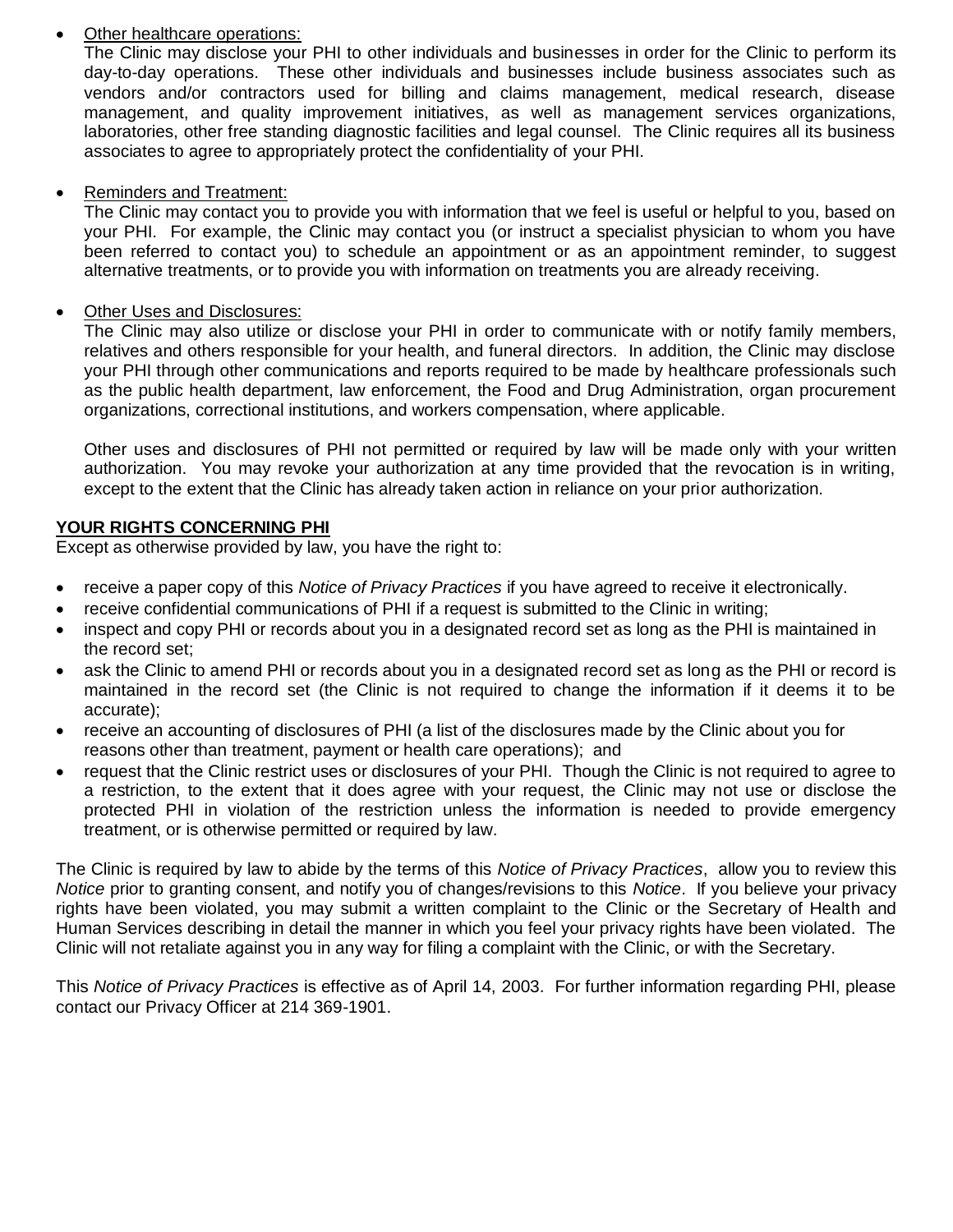- Other healthcare operations:
  The Clinic may disclose your PHI to other individuals and businesses in order for the Clinic to perform its day-to-day operations. These other individuals and businesses include business associates such as vendors and/or contractors used for billing and claims management, medical research, disease management, and quality improvement initiatives, as well as management services organizations, laboratories, other free standing diagnostic facilities and legal counsel. The Clinic requires all its business associates to agree to appropriately protect the confidentiality of your PHI.

- Reminders and Treatment:
  The Clinic may contact you to provide you with information that we feel is useful or helpful to you, based on your PHI. For example, the Clinic may contact you (or instruct a specialist physician to whom you have been referred to contact you) to schedule an appointment or as an appointment reminder, to suggest alternative treatments, or to provide you with information on treatments you are already receiving.

- Other Uses and Disclosures:
  The Clinic may also utilize or disclose your PHI in order to communicate with or notify family members, relatives and others responsible for your health, and funeral directors. In addition, the Clinic may disclose your PHI through other communications and reports required to be made by healthcare professionals such as the public health department, law enforcement, the Food and Drug Administration, organ procurement organizations, correctional institutions, and workers compensation, where applicable.

  Other uses and disclosures of PHI not permitted or required by law will be made only with your written authorization. You may revoke your authorization at any time provided that the revocation is in writing, except to the extent that the Clinic has already taken action in reliance on your prior authorization.

**YOUR RIGHTS CONCERNING PHI**

Except as otherwise provided by law, you have the right to:

- receive a paper copy of this *Notice of Privacy Practices* if you have agreed to receive it electronically.
- receive confidential communications of PHI if a request is submitted to the Clinic in writing;
- inspect and copy PHI or records about you in a designated record set as long as the PHI is maintained in the record set;
- ask the Clinic to amend PHI or records about you in a designated record set as long as the PHI or record is maintained in the record set (the Clinic is not required to change the information if it deems it to be accurate);
- receive an accounting of disclosures of PHI (a list of the disclosures made by the Clinic about you for reasons other than treatment, payment or health care operations); and
- request that the Clinic restrict uses or disclosures of your PHI. Though the Clinic is not required to agree to a restriction, to the extent that it does agree with your request, the Clinic may not use or disclose the protected PHI in violation of the restriction unless the information is needed to provide emergency treatment, or is otherwise permitted or required by law.

The Clinic is required by law to abide by the terms of this *Notice of Privacy Practices*, allow you to review this *Notice* prior to granting consent, and notify you of changes/revisions to this *Notice*. If you believe your privacy rights have been violated, you may submit a written complaint to the Clinic or the Secretary of Health and Human Services describing in detail the manner in which you feel your privacy rights have been violated. The Clinic will not retaliate against you in any way for filing a complaint with the Clinic, or with the Secretary.

This *Notice of Privacy Practices* is effective as of April 14, 2003. For further information regarding PHI, please contact our Privacy Officer at 214 369-1901.